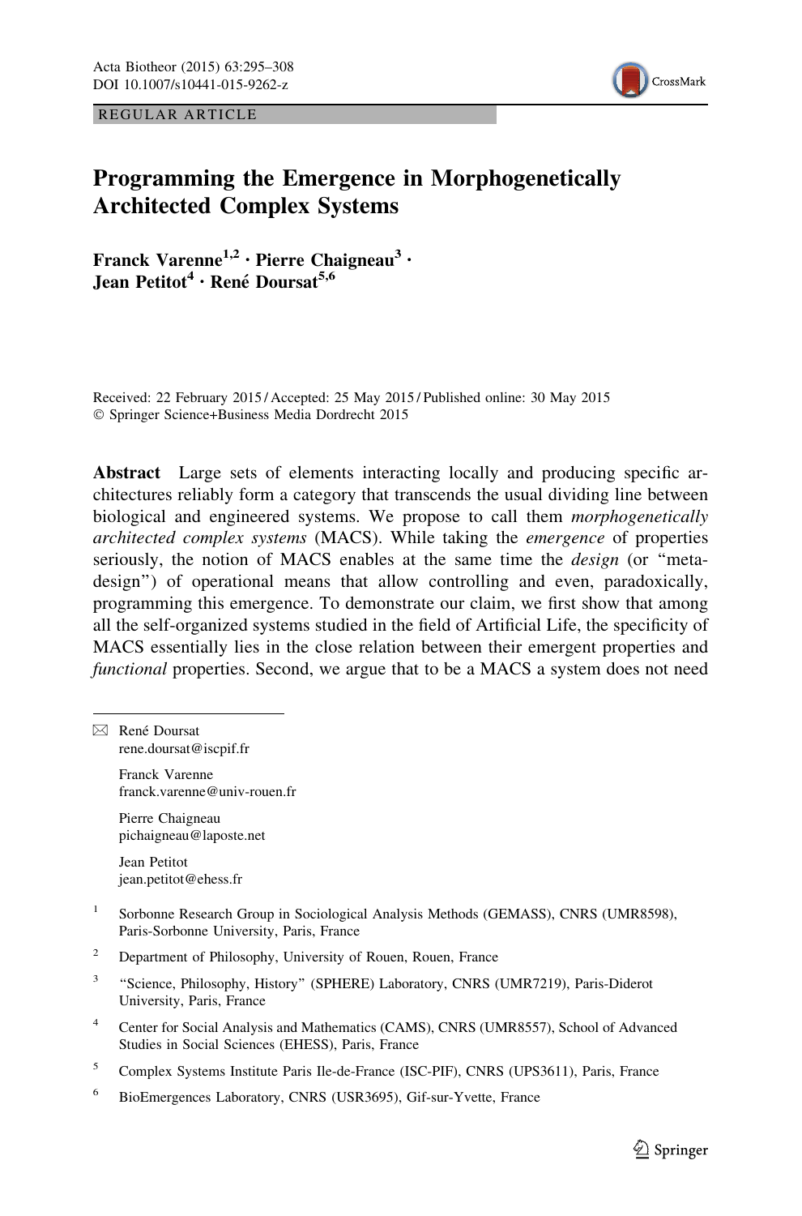REGULAR ARTICLE

# Programming the Emergence in Morphogenetically Architected Complex Systems

**Franck Varenne[1,2] · Pierre Chaigneau[3] · Jean Petitot[4] · René Doursat[5,6]**

Received: 22 February 2015 / Accepted: 25 May 2015 / Published online: 30 May 2015
© Springer Science+Business Media Dordrecht 2015

**Abstract** Large sets of elements interacting locally and producing specific architectures reliably form a category that transcends the usual dividing line between biological and engineered systems. We propose to call them *morphogenetically architected complex systems* (MACS). While taking the *emergence* of properties seriously, the notion of MACS enables at the same time the *design* (or "meta-design") of operational means that allow controlling and even, paradoxically, programming this emergence. To demonstrate our claim, we first show that among all the self-organized systems studied in the field of Artificial Life, the specificity of MACS essentially lies in the close relation between their emergent properties and *functional* properties. Second, we argue that to be a MACS a system does not need

---

✉ René Doursat
rene.doursat@iscpif.fr

Franck Varenne
franck.varenne@univ-rouen.fr

Pierre Chaigneau
pichaigneau@laposte.net

Jean Petitot
jean.petitot@ehess.fr

[1] Sorbonne Research Group in Sociological Analysis Methods (GEMASS), CNRS (UMR8598), Paris-Sorbonne University, Paris, France

[2] Department of Philosophy, University of Rouen, Rouen, France

[3] "Science, Philosophy, History" (SPHERE) Laboratory, CNRS (UMR7219), Paris-Diderot University, Paris, France

[4] Center for Social Analysis and Mathematics (CAMS), CNRS (UMR8557), School of Advanced Studies in Social Sciences (EHESS), Paris, France

[5] Complex Systems Institute Paris Ile-de-France (ISC-PIF), CNRS (UPS3611), Paris, France

[6] BioEmergences Laboratory, CNRS (USR3695), Gif-sur-Yvette, France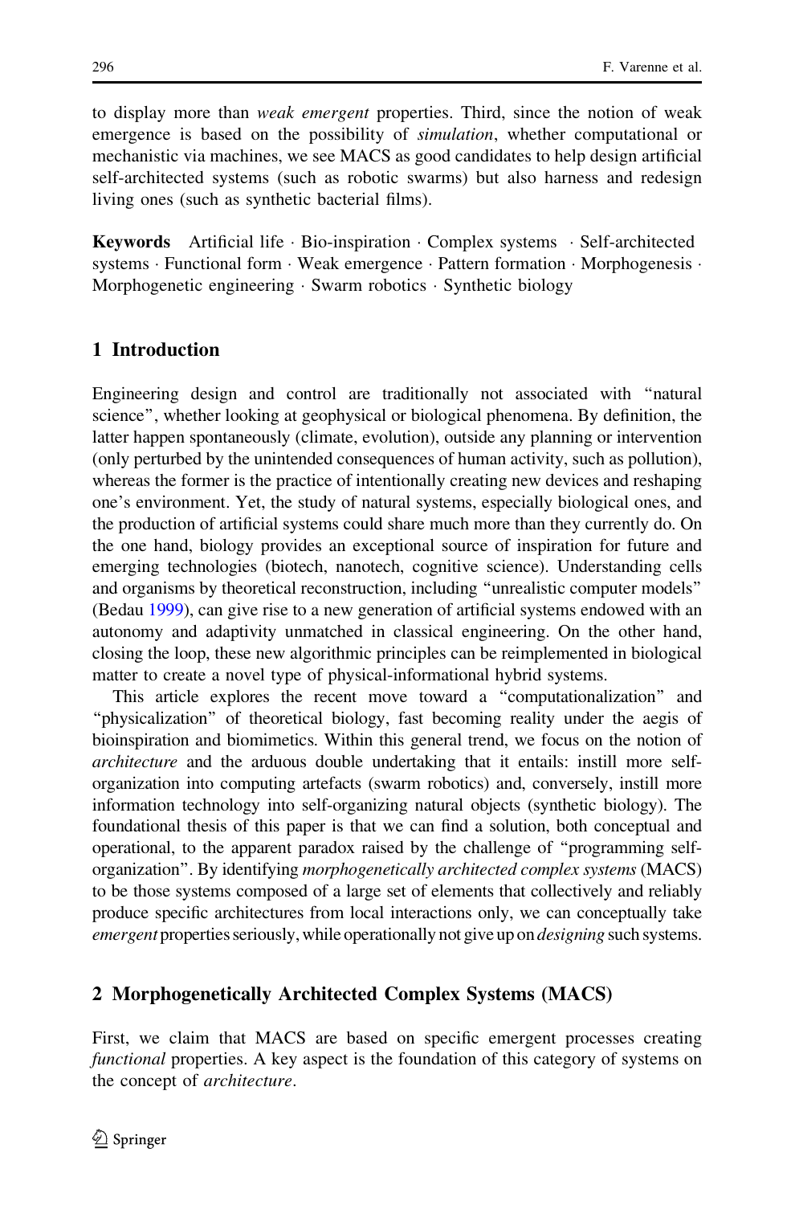to display more than *weak emergent* properties. Third, since the notion of weak emergence is based on the possibility of *simulation*, whether computational or mechanistic via machines, we see MACS as good candidates to help design artificial self-architected systems (such as robotic swarms) but also harness and redesign living ones (such as synthetic bacterial films).

**Keywords** Artificial life · Bio-inspiration · Complex systems · Self-architected systems · Functional form · Weak emergence · Pattern formation · Morphogenesis · Morphogenetic engineering · Swarm robotics · Synthetic biology

## 1 Introduction

Engineering design and control are traditionally not associated with "natural science", whether looking at geophysical or biological phenomena. By definition, the latter happen spontaneously (climate, evolution), outside any planning or intervention (only perturbed by the unintended consequences of human activity, such as pollution), whereas the former is the practice of intentionally creating new devices and reshaping one's environment. Yet, the study of natural systems, especially biological ones, and the production of artificial systems could share much more than they currently do. On the one hand, biology provides an exceptional source of inspiration for future and emerging technologies (biotech, nanotech, cognitive science). Understanding cells and organisms by theoretical reconstruction, including "unrealistic computer models" (Bedau 1999), can give rise to a new generation of artificial systems endowed with an autonomy and adaptivity unmatched in classical engineering. On the other hand, closing the loop, these new algorithmic principles can be reimplemented in biological matter to create a novel type of physical-informational hybrid systems.

This article explores the recent move toward a "computationalization" and "physicalization" of theoretical biology, fast becoming reality under the aegis of bioinspiration and biomimetics. Within this general trend, we focus on the notion of *architecture* and the arduous double undertaking that it entails: instill more self-organization into computing artefacts (swarm robotics) and, conversely, instill more information technology into self-organizing natural objects (synthetic biology). The foundational thesis of this paper is that we can find a solution, both conceptual and operational, to the apparent paradox raised by the challenge of "programming self-organization". By identifying *morphogenetically architected complex systems* (MACS) to be those systems composed of a large set of elements that collectively and reliably produce specific architectures from local interactions only, we can conceptually take *emergent* properties seriously, while operationally not give up on *designing* such systems.

## 2 Morphogenetically Architected Complex Systems (MACS)

First, we claim that MACS are based on specific emergent processes creating *functional* properties. A key aspect is the foundation of this category of systems on the concept of *architecture*.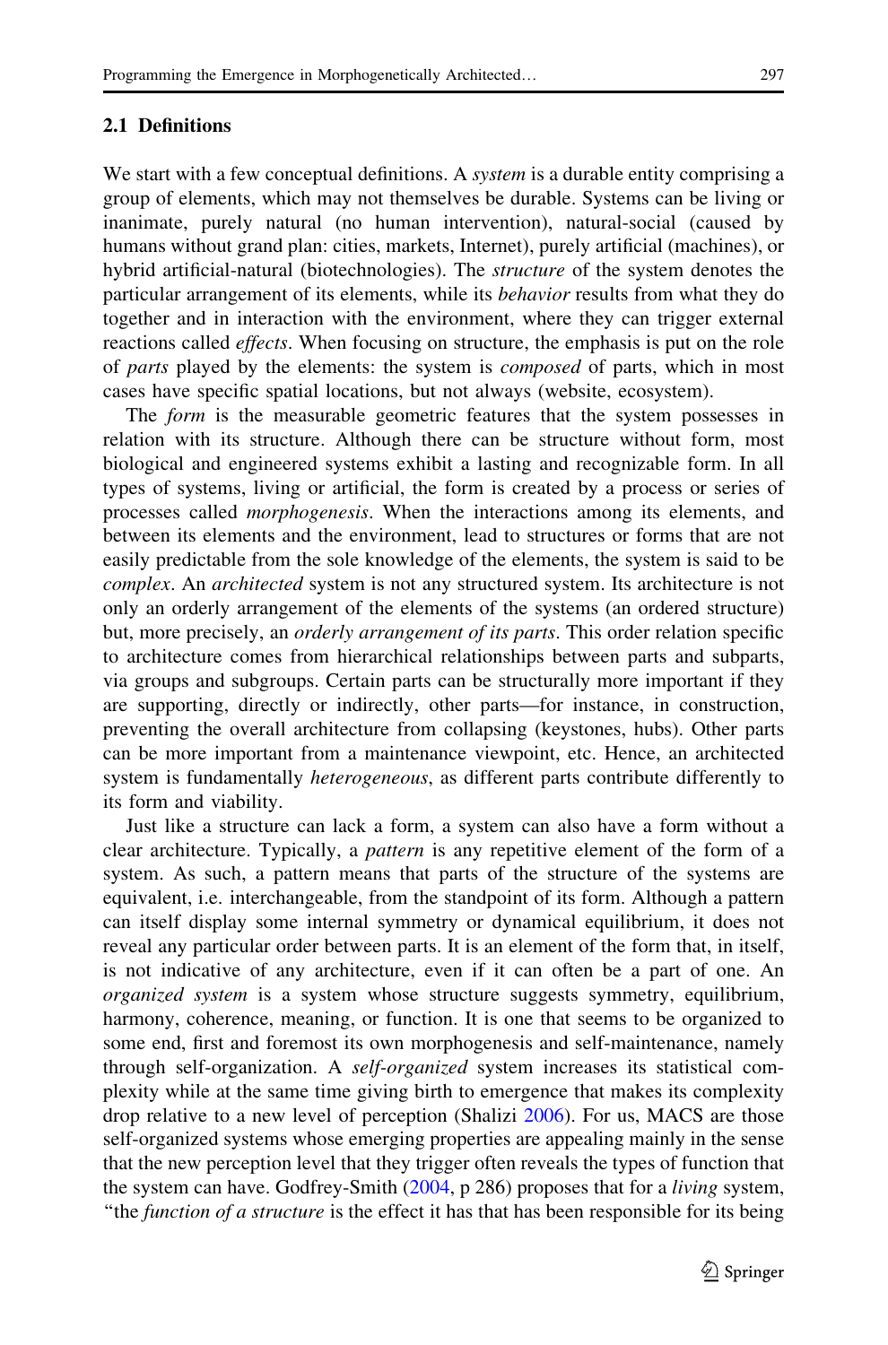### 2.1 Definitions

We start with a few conceptual definitions. A *system* is a durable entity comprising a group of elements, which may not themselves be durable. Systems can be living or inanimate, purely natural (no human intervention), natural-social (caused by humans without grand plan: cities, markets, Internet), purely artificial (machines), or hybrid artificial-natural (biotechnologies). The *structure* of the system denotes the particular arrangement of its elements, while its *behavior* results from what they do together and in interaction with the environment, where they can trigger external reactions called *effects*. When focusing on structure, the emphasis is put on the role of *parts* played by the elements: the system is *composed* of parts, which in most cases have specific spatial locations, but not always (website, ecosystem).

The *form* is the measurable geometric features that the system possesses in relation with its structure. Although there can be structure without form, most biological and engineered systems exhibit a lasting and recognizable form. In all types of systems, living or artificial, the form is created by a process or series of processes called *morphogenesis*. When the interactions among its elements, and between its elements and the environment, lead to structures or forms that are not easily predictable from the sole knowledge of the elements, the system is said to be *complex*. An *architected* system is not any structured system. Its architecture is not only an orderly arrangement of the elements of the systems (an ordered structure) but, more precisely, an *orderly arrangement of its parts*. This order relation specific to architecture comes from hierarchical relationships between parts and subparts, via groups and subgroups. Certain parts can be structurally more important if they are supporting, directly or indirectly, other parts—for instance, in construction, preventing the overall architecture from collapsing (keystones, hubs). Other parts can be more important from a maintenance viewpoint, etc. Hence, an architected system is fundamentally *heterogeneous*, as different parts contribute differently to its form and viability.

Just like a structure can lack a form, a system can also have a form without a clear architecture. Typically, a *pattern* is any repetitive element of the form of a system. As such, a pattern means that parts of the structure of the systems are equivalent, i.e. interchangeable, from the standpoint of its form. Although a pattern can itself display some internal symmetry or dynamical equilibrium, it does not reveal any particular order between parts. It is an element of the form that, in itself, is not indicative of any architecture, even if it can often be a part of one. An *organized system* is a system whose structure suggests symmetry, equilibrium, harmony, coherence, meaning, or function. It is one that seems to be organized to some end, first and foremost its own morphogenesis and self-maintenance, namely through self-organization. A *self-organized* system increases its statistical complexity while at the same time giving birth to emergence that makes its complexity drop relative to a new level of perception (Shalizi 2006). For us, MACS are those self-organized systems whose emerging properties are appealing mainly in the sense that the new perception level that they trigger often reveals the types of function that the system can have. Godfrey-Smith (2004, p 286) proposes that for a *living* system, "the *function of a structure* is the effect it has that has been responsible for its being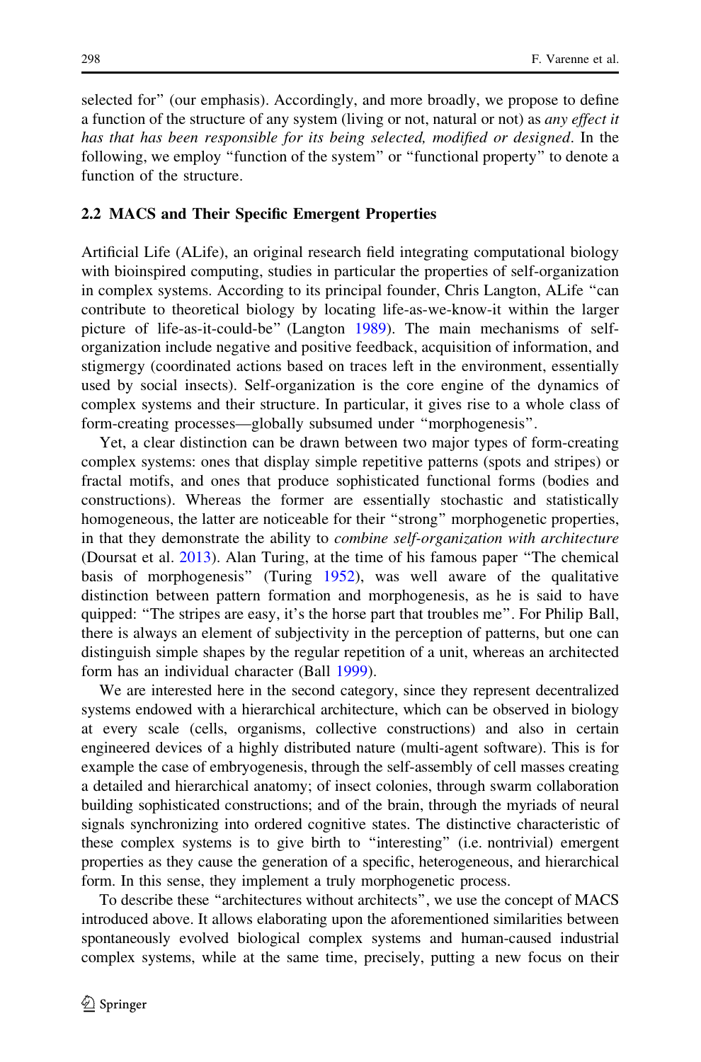selected for" (our emphasis). Accordingly, and more broadly, we propose to define a function of the structure of any system (living or not, natural or not) as *any effect it has that has been responsible for its being selected, modified or designed*. In the following, we employ "function of the system" or "functional property" to denote a function of the structure.

### 2.2 MACS and Their Specific Emergent Properties

Artificial Life (ALife), an original research field integrating computational biology with bioinspired computing, studies in particular the properties of self-organization in complex systems. According to its principal founder, Chris Langton, ALife "can contribute to theoretical biology by locating life-as-we-know-it within the larger picture of life-as-it-could-be" (Langton 1989). The main mechanisms of self-organization include negative and positive feedback, acquisition of information, and stigmergy (coordinated actions based on traces left in the environment, essentially used by social insects). Self-organization is the core engine of the dynamics of complex systems and their structure. In particular, it gives rise to a whole class of form-creating processes—globally subsumed under "morphogenesis".

Yet, a clear distinction can be drawn between two major types of form-creating complex systems: ones that display simple repetitive patterns (spots and stripes) or fractal motifs, and ones that produce sophisticated functional forms (bodies and constructions). Whereas the former are essentially stochastic and statistically homogeneous, the latter are noticeable for their "strong" morphogenetic properties, in that they demonstrate the ability to *combine self-organization with architecture* (Doursat et al. 2013). Alan Turing, at the time of his famous paper "The chemical basis of morphogenesis" (Turing 1952), was well aware of the qualitative distinction between pattern formation and morphogenesis, as he is said to have quipped: "The stripes are easy, it's the horse part that troubles me". For Philip Ball, there is always an element of subjectivity in the perception of patterns, but one can distinguish simple shapes by the regular repetition of a unit, whereas an architected form has an individual character (Ball 1999).

We are interested here in the second category, since they represent decentralized systems endowed with a hierarchical architecture, which can be observed in biology at every scale (cells, organisms, collective constructions) and also in certain engineered devices of a highly distributed nature (multi-agent software). This is for example the case of embryogenesis, through the self-assembly of cell masses creating a detailed and hierarchical anatomy; of insect colonies, through swarm collaboration building sophisticated constructions; and of the brain, through the myriads of neural signals synchronizing into ordered cognitive states. The distinctive characteristic of these complex systems is to give birth to "interesting" (i.e. nontrivial) emergent properties as they cause the generation of a specific, heterogeneous, and hierarchical form. In this sense, they implement a truly morphogenetic process.

To describe these "architectures without architects", we use the concept of MACS introduced above. It allows elaborating upon the aforementioned similarities between spontaneously evolved biological complex systems and human-caused industrial complex systems, while at the same time, precisely, putting a new focus on their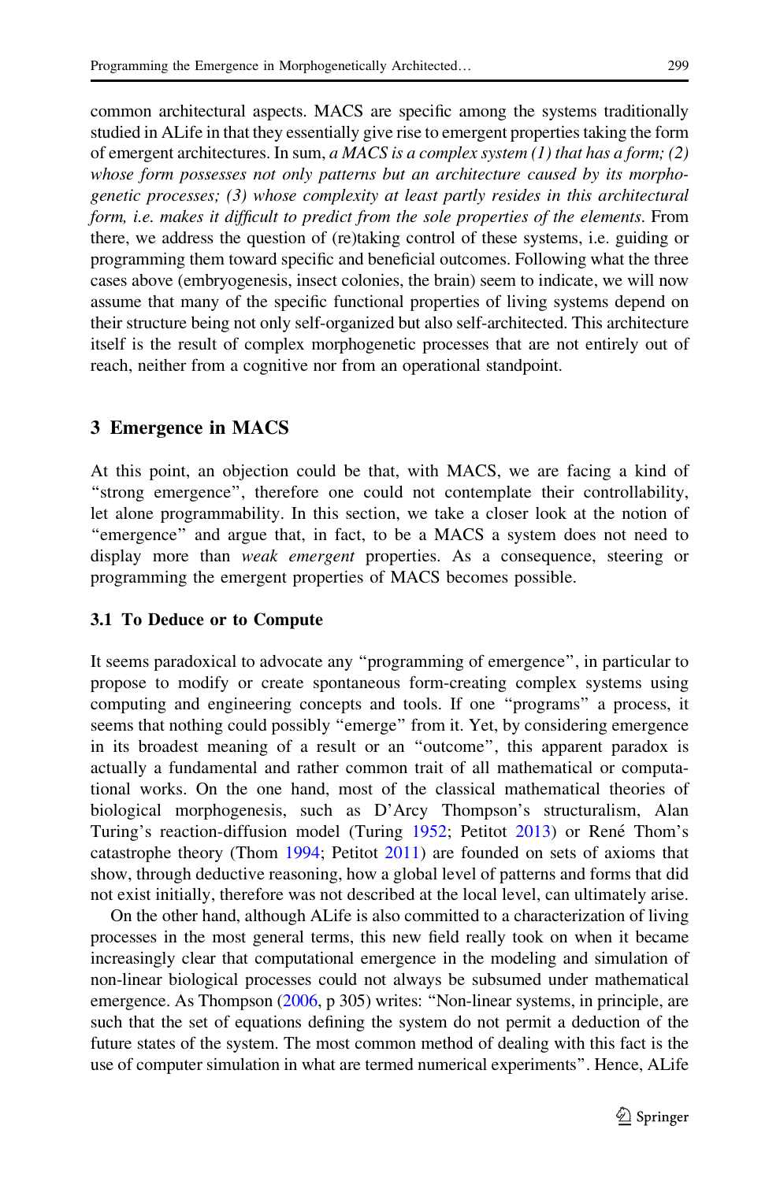common architectural aspects. MACS are specific among the systems traditionally studied in ALife in that they essentially give rise to emergent properties taking the form of emergent architectures. In sum, *a MACS is a complex system (1) that has a form; (2) whose form possesses not only patterns but an architecture caused by its morphogenetic processes; (3) whose complexity at least partly resides in this architectural form, i.e. makes it difficult to predict from the sole properties of the elements*. From there, we address the question of (re)taking control of these systems, i.e. guiding or programming them toward specific and beneficial outcomes. Following what the three cases above (embryogenesis, insect colonies, the brain) seem to indicate, we will now assume that many of the specific functional properties of living systems depend on their structure being not only self-organized but also self-architected. This architecture itself is the result of complex morphogenetic processes that are not entirely out of reach, neither from a cognitive nor from an operational standpoint.

## 3 Emergence in MACS

At this point, an objection could be that, with MACS, we are facing a kind of "strong emergence", therefore one could not contemplate their controllability, let alone programmability. In this section, we take a closer look at the notion of "emergence" and argue that, in fact, to be a MACS a system does not need to display more than *weak emergent* properties. As a consequence, steering or programming the emergent properties of MACS becomes possible.

### 3.1 To Deduce or to Compute

It seems paradoxical to advocate any "programming of emergence", in particular to propose to modify or create spontaneous form-creating complex systems using computing and engineering concepts and tools. If one "programs" a process, it seems that nothing could possibly "emerge" from it. Yet, by considering emergence in its broadest meaning of a result or an "outcome", this apparent paradox is actually a fundamental and rather common trait of all mathematical or computational works. On the one hand, most of the classical mathematical theories of biological morphogenesis, such as D'Arcy Thompson's structuralism, Alan Turing's reaction-diffusion model (Turing 1952; Petitot 2013) or René Thom's catastrophe theory (Thom 1994; Petitot 2011) are founded on sets of axioms that show, through deductive reasoning, how a global level of patterns and forms that did not exist initially, therefore was not described at the local level, can ultimately arise.

On the other hand, although ALife is also committed to a characterization of living processes in the most general terms, this new field really took on when it became increasingly clear that computational emergence in the modeling and simulation of non-linear biological processes could not always be subsumed under mathematical emergence. As Thompson (2006, p 305) writes: "Non-linear systems, in principle, are such that the set of equations defining the system do not permit a deduction of the future states of the system. The most common method of dealing with this fact is the use of computer simulation in what are termed numerical experiments". Hence, ALife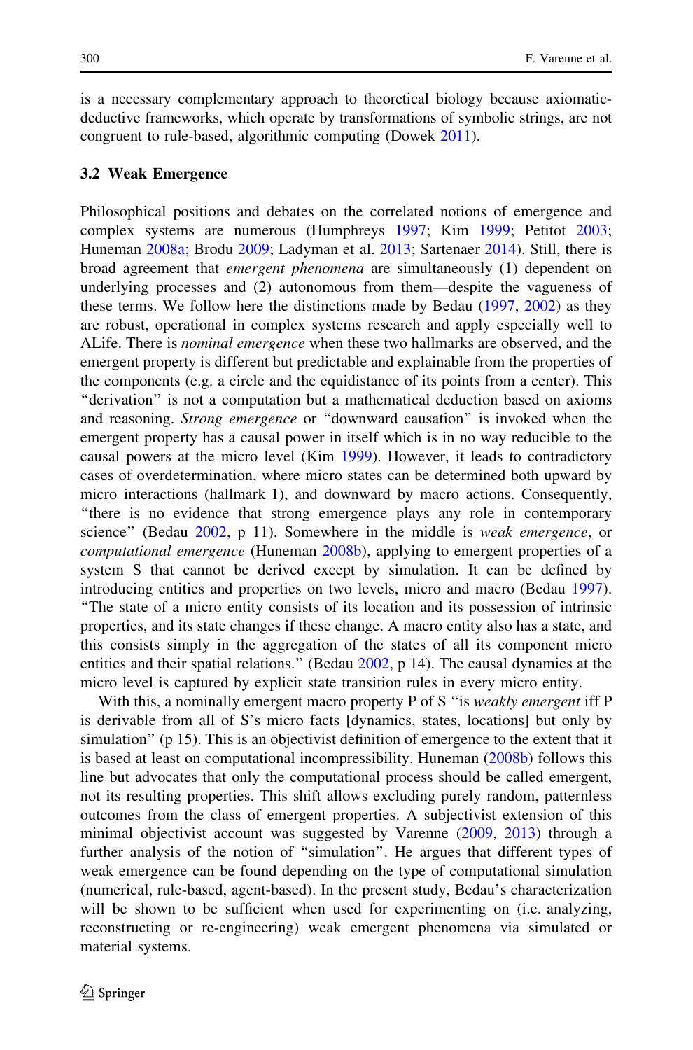is a necessary complementary approach to theoretical biology because axiomatic-deductive frameworks, which operate by transformations of symbolic strings, are not congruent to rule-based, algorithmic computing (Dowek 2011).

### 3.2 Weak Emergence

Philosophical positions and debates on the correlated notions of emergence and complex systems are numerous (Humphreys 1997; Kim 1999; Petitot 2003; Huneman 2008a; Brodu 2009; Ladyman et al. 2013; Sartenaer 2014). Still, there is broad agreement that *emergent phenomena* are simultaneously (1) dependent on underlying processes and (2) autonomous from them—despite the vagueness of these terms. We follow here the distinctions made by Bedau (1997, 2002) as they are robust, operational in complex systems research and apply especially well to ALife. There is *nominal emergence* when these two hallmarks are observed, and the emergent property is different but predictable and explainable from the properties of the components (e.g. a circle and the equidistance of its points from a center). This "derivation" is not a computation but a mathematical deduction based on axioms and reasoning. *Strong emergence* or "downward causation" is invoked when the emergent property has a causal power in itself which is in no way reducible to the causal powers at the micro level (Kim 1999). However, it leads to contradictory cases of overdetermination, where micro states can be determined both upward by micro interactions (hallmark 1), and downward by macro actions. Consequently, "there is no evidence that strong emergence plays any role in contemporary science" (Bedau 2002, p 11). Somewhere in the middle is *weak emergence*, or *computational emergence* (Huneman 2008b), applying to emergent properties of a system S that cannot be derived except by simulation. It can be defined by introducing entities and properties on two levels, micro and macro (Bedau 1997). "The state of a micro entity consists of its location and its possession of intrinsic properties, and its state changes if these change. A macro entity also has a state, and this consists simply in the aggregation of the states of all its component micro entities and their spatial relations." (Bedau 2002, p 14). The causal dynamics at the micro level is captured by explicit state transition rules in every micro entity.

With this, a nominally emergent macro property P of S "is *weakly emergent* iff P is derivable from all of S's micro facts [dynamics, states, locations] but only by simulation" (p 15). This is an objectivist definition of emergence to the extent that it is based at least on computational incompressibility. Huneman (2008b) follows this line but advocates that only the computational process should be called emergent, not its resulting properties. This shift allows excluding purely random, patternless outcomes from the class of emergent properties. A subjectivist extension of this minimal objectivist account was suggested by Varenne (2009, 2013) through a further analysis of the notion of "simulation". He argues that different types of weak emergence can be found depending on the type of computational simulation (numerical, rule-based, agent-based). In the present study, Bedau's characterization will be shown to be sufficient when used for experimenting on (i.e. analyzing, reconstructing or re-engineering) weak emergent phenomena via simulated or material systems.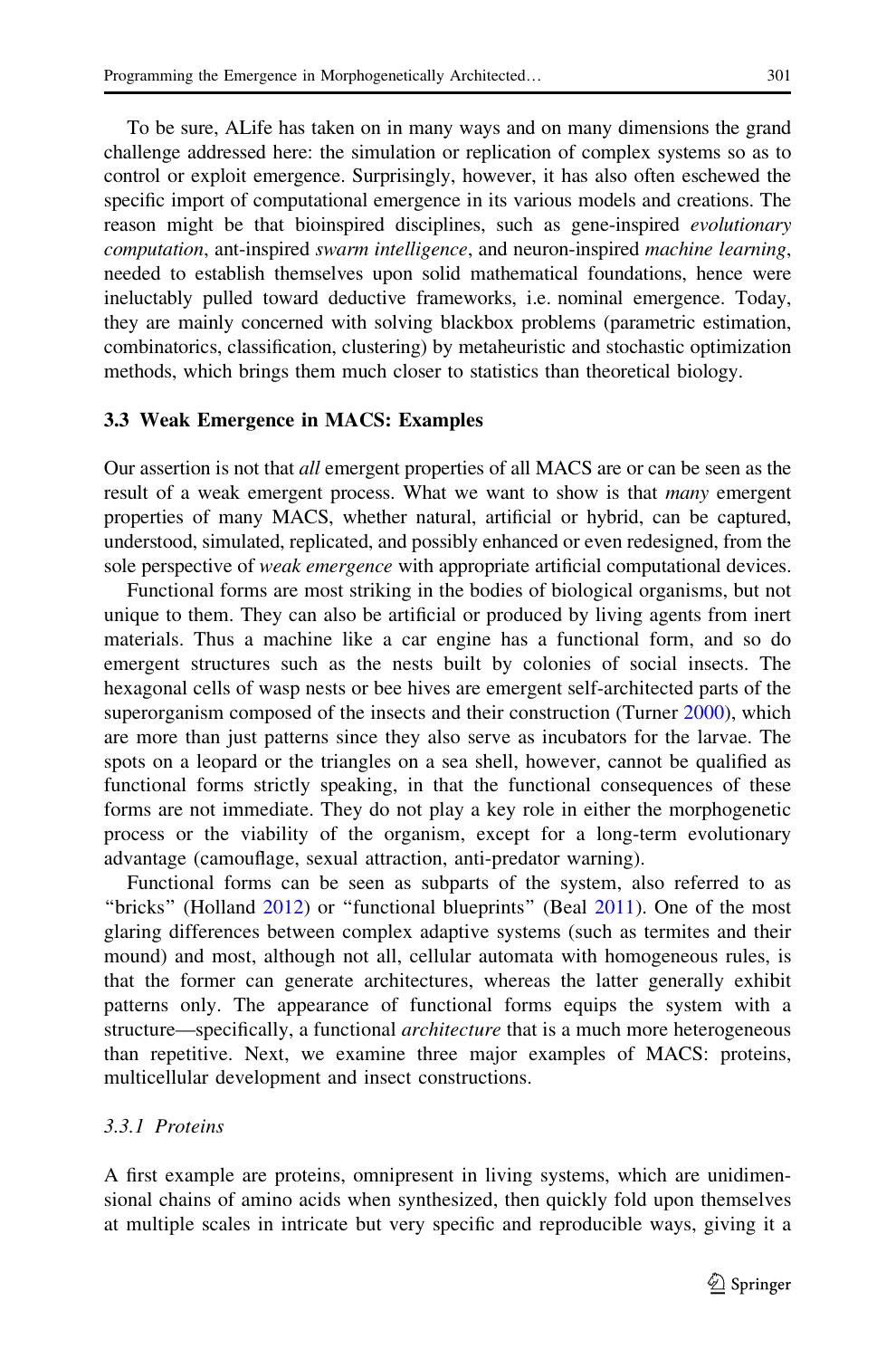To be sure, ALife has taken on in many ways and on many dimensions the grand challenge addressed here: the simulation or replication of complex systems so as to control or exploit emergence. Surprisingly, however, it has also often eschewed the specific import of computational emergence in its various models and creations. The reason might be that bioinspired disciplines, such as gene-inspired *evolutionary computation*, ant-inspired *swarm intelligence*, and neuron-inspired *machine learning*, needed to establish themselves upon solid mathematical foundations, hence were ineluctably pulled toward deductive frameworks, i.e. nominal emergence. Today, they are mainly concerned with solving blackbox problems (parametric estimation, combinatorics, classification, clustering) by metaheuristic and stochastic optimization methods, which brings them much closer to statistics than theoretical biology.

### 3.3 Weak Emergence in MACS: Examples

Our assertion is not that *all* emergent properties of all MACS are or can be seen as the result of a weak emergent process. What we want to show is that *many* emergent properties of many MACS, whether natural, artificial or hybrid, can be captured, understood, simulated, replicated, and possibly enhanced or even redesigned, from the sole perspective of *weak emergence* with appropriate artificial computational devices.

Functional forms are most striking in the bodies of biological organisms, but not unique to them. They can also be artificial or produced by living agents from inert materials. Thus a machine like a car engine has a functional form, and so do emergent structures such as the nests built by colonies of social insects. The hexagonal cells of wasp nests or bee hives are emergent self-architected parts of the superorganism composed of the insects and their construction (Turner 2000), which are more than just patterns since they also serve as incubators for the larvae. The spots on a leopard or the triangles on a sea shell, however, cannot be qualified as functional forms strictly speaking, in that the functional consequences of these forms are not immediate. They do not play a key role in either the morphogenetic process or the viability of the organism, except for a long-term evolutionary advantage (camouflage, sexual attraction, anti-predator warning).

Functional forms can be seen as subparts of the system, also referred to as "bricks" (Holland 2012) or "functional blueprints" (Beal 2011). One of the most glaring differences between complex adaptive systems (such as termites and their mound) and most, although not all, cellular automata with homogeneous rules, is that the former can generate architectures, whereas the latter generally exhibit patterns only. The appearance of functional forms equips the system with a structure—specifically, a functional *architecture* that is a much more heterogeneous than repetitive. Next, we examine three major examples of MACS: proteins, multicellular development and insect constructions.

#### 3.3.1 Proteins

A first example are proteins, omnipresent in living systems, which are unidimensional chains of amino acids when synthesized, then quickly fold upon themselves at multiple scales in intricate but very specific and reproducible ways, giving it a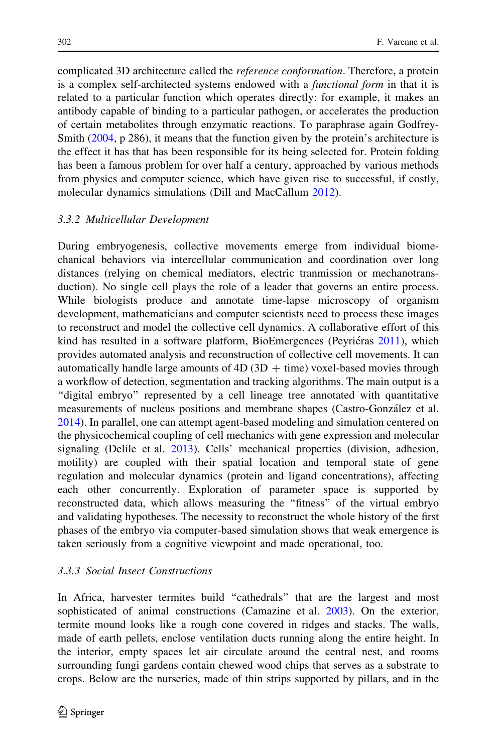complicated 3D architecture called the *reference conformation*. Therefore, a protein is a complex self-architected systems endowed with a *functional form* in that it is related to a particular function which operates directly: for example, it makes an antibody capable of binding to a particular pathogen, or accelerates the production of certain metabolites through enzymatic reactions. To paraphrase again Godfrey-Smith (2004, p 286), it means that the function given by the protein's architecture is the effect it has that has been responsible for its being selected for. Protein folding has been a famous problem for over half a century, approached by various methods from physics and computer science, which have given rise to successful, if costly, molecular dynamics simulations (Dill and MacCallum 2012).

### 3.3.2 Multicellular Development

During embryogenesis, collective movements emerge from individual biomechanical behaviors via intercellular communication and coordination over long distances (relying on chemical mediators, electric tranmission or mechanotransduction). No single cell plays the role of a leader that governs an entire process. While biologists produce and annotate time-lapse microscopy of organism development, mathematicians and computer scientists need to process these images to reconstruct and model the collective cell dynamics. A collaborative effort of this kind has resulted in a software platform, BioEmergences (Peyriéras 2011), which provides automated analysis and reconstruction of collective cell movements. It can automatically handle large amounts of 4D (3D + time) voxel-based movies through a workflow of detection, segmentation and tracking algorithms. The main output is a "digital embryo" represented by a cell lineage tree annotated with quantitative measurements of nucleus positions and membrane shapes (Castro-González et al. 2014). In parallel, one can attempt agent-based modeling and simulation centered on the physicochemical coupling of cell mechanics with gene expression and molecular signaling (Delile et al. 2013). Cells' mechanical properties (division, adhesion, motility) are coupled with their spatial location and temporal state of gene regulation and molecular dynamics (protein and ligand concentrations), affecting each other concurrently. Exploration of parameter space is supported by reconstructed data, which allows measuring the "fitness" of the virtual embryo and validating hypotheses. The necessity to reconstruct the whole history of the first phases of the embryo via computer-based simulation shows that weak emergence is taken seriously from a cognitive viewpoint and made operational, too.

### 3.3.3 Social Insect Constructions

In Africa, harvester termites build "cathedrals" that are the largest and most sophisticated of animal constructions (Camazine et al. 2003). On the exterior, termite mound looks like a rough cone covered in ridges and stacks. The walls, made of earth pellets, enclose ventilation ducts running along the entire height. In the interior, empty spaces let air circulate around the central nest, and rooms surrounding fungi gardens contain chewed wood chips that serves as a substrate to crops. Below are the nurseries, made of thin strips supported by pillars, and in the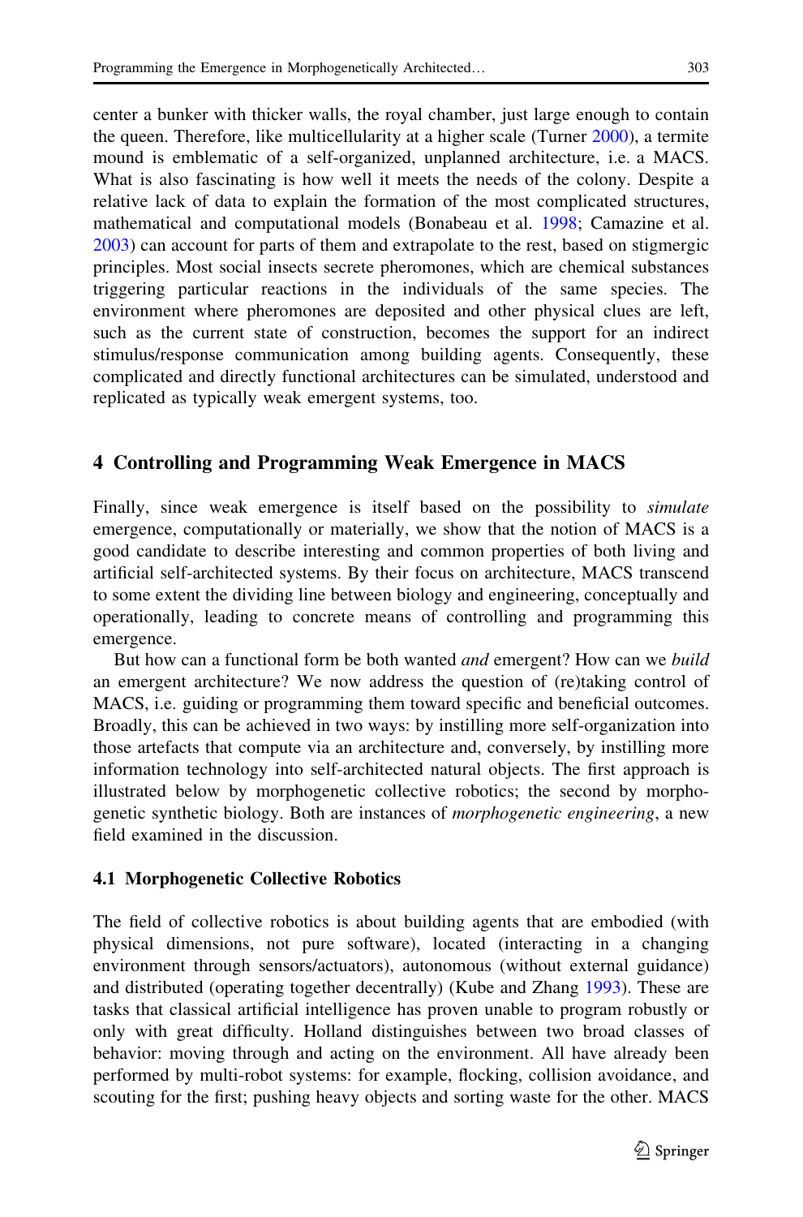center a bunker with thicker walls, the royal chamber, just large enough to contain the queen. Therefore, like multicellularity at a higher scale (Turner 2000), a termite mound is emblematic of a self-organized, unplanned architecture, i.e. a MACS. What is also fascinating is how well it meets the needs of the colony. Despite a relative lack of data to explain the formation of the most complicated structures, mathematical and computational models (Bonabeau et al. 1998; Camazine et al. 2003) can account for parts of them and extrapolate to the rest, based on stigmergic principles. Most social insects secrete pheromones, which are chemical substances triggering particular reactions in the individuals of the same species. The environment where pheromones are deposited and other physical clues are left, such as the current state of construction, becomes the support for an indirect stimulus/response communication among building agents. Consequently, these complicated and directly functional architectures can be simulated, understood and replicated as typically weak emergent systems, too.

## 4 Controlling and Programming Weak Emergence in MACS

Finally, since weak emergence is itself based on the possibility to *simulate* emergence, computationally or materially, we show that the notion of MACS is a good candidate to describe interesting and common properties of both living and artificial self-architected systems. By their focus on architecture, MACS transcend to some extent the dividing line between biology and engineering, conceptually and operationally, leading to concrete means of controlling and programming this emergence.

But how can a functional form be both wanted *and* emergent? How can we *build* an emergent architecture? We now address the question of (re)taking control of MACS, i.e. guiding or programming them toward specific and beneficial outcomes. Broadly, this can be achieved in two ways: by instilling more self-organization into those artefacts that compute via an architecture and, conversely, by instilling more information technology into self-architected natural objects. The first approach is illustrated below by morphogenetic collective robotics; the second by morphogenetic synthetic biology. Both are instances of *morphogenetic engineering*, a new field examined in the discussion.

### 4.1 Morphogenetic Collective Robotics

The field of collective robotics is about building agents that are embodied (with physical dimensions, not pure software), located (interacting in a changing environment through sensors/actuators), autonomous (without external guidance) and distributed (operating together decentrally) (Kube and Zhang 1993). These are tasks that classical artificial intelligence has proven unable to program robustly or only with great difficulty. Holland distinguishes between two broad classes of behavior: moving through and acting on the environment. All have already been performed by multi-robot systems: for example, flocking, collision avoidance, and scouting for the first; pushing heavy objects and sorting waste for the other. MACS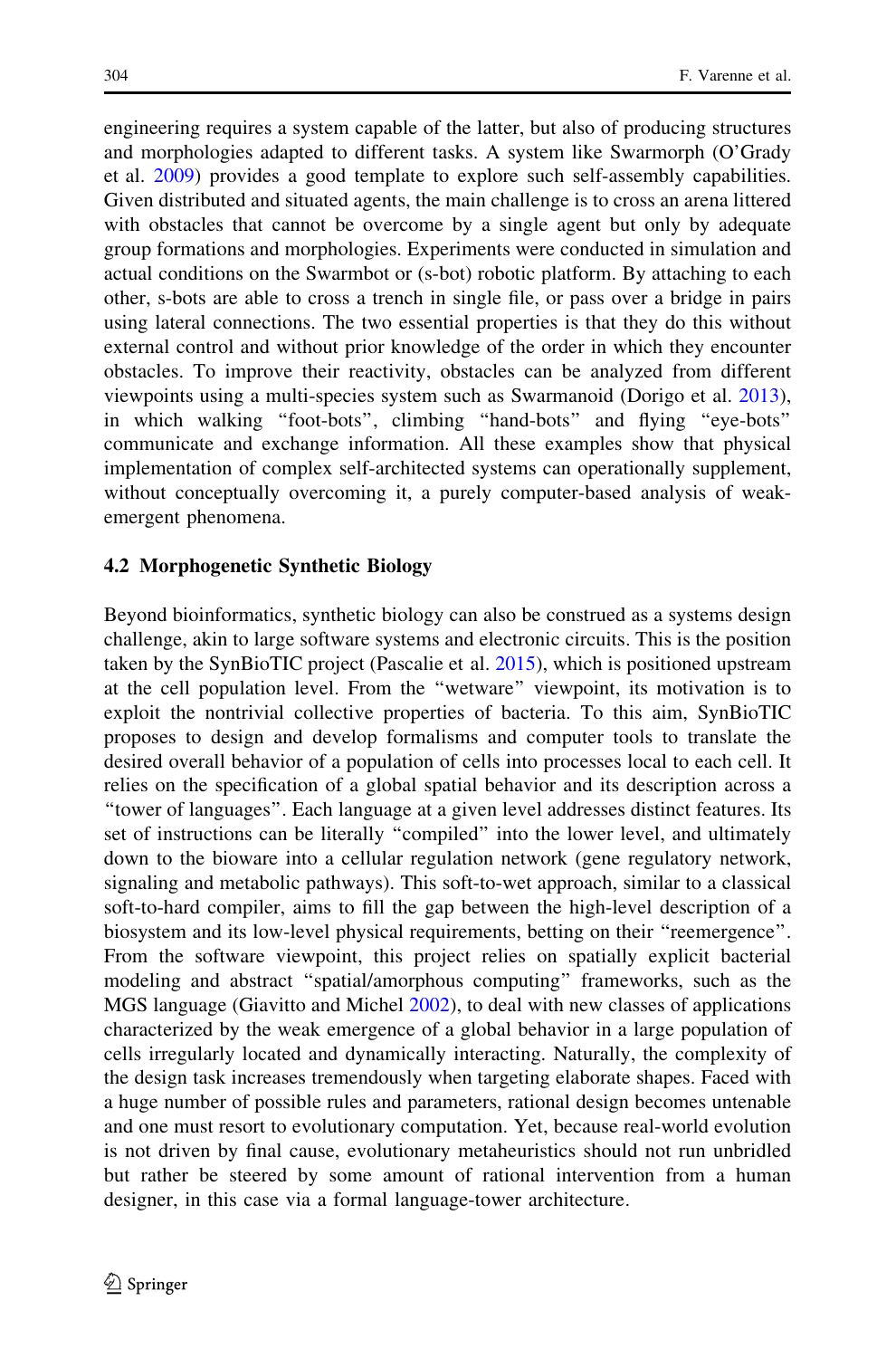engineering requires a system capable of the latter, but also of producing structures and morphologies adapted to different tasks. A system like Swarmorph (O'Grady et al. 2009) provides a good template to explore such self-assembly capabilities. Given distributed and situated agents, the main challenge is to cross an arena littered with obstacles that cannot be overcome by a single agent but only by adequate group formations and morphologies. Experiments were conducted in simulation and actual conditions on the Swarmbot or (s-bot) robotic platform. By attaching to each other, s-bots are able to cross a trench in single file, or pass over a bridge in pairs using lateral connections. The two essential properties is that they do this without external control and without prior knowledge of the order in which they encounter obstacles. To improve their reactivity, obstacles can be analyzed from different viewpoints using a multi-species system such as Swarmanoid (Dorigo et al. 2013), in which walking "foot-bots", climbing "hand-bots" and flying "eye-bots" communicate and exchange information. All these examples show that physical implementation of complex self-architected systems can operationally supplement, without conceptually overcoming it, a purely computer-based analysis of weak-emergent phenomena.

### 4.2 Morphogenetic Synthetic Biology

Beyond bioinformatics, synthetic biology can also be construed as a systems design challenge, akin to large software systems and electronic circuits. This is the position taken by the SynBioTIC project (Pascalie et al. 2015), which is positioned upstream at the cell population level. From the "wetware" viewpoint, its motivation is to exploit the nontrivial collective properties of bacteria. To this aim, SynBioTIC proposes to design and develop formalisms and computer tools to translate the desired overall behavior of a population of cells into processes local to each cell. It relies on the specification of a global spatial behavior and its description across a "tower of languages". Each language at a given level addresses distinct features. Its set of instructions can be literally "compiled" into the lower level, and ultimately down to the bioware into a cellular regulation network (gene regulatory network, signaling and metabolic pathways). This soft-to-wet approach, similar to a classical soft-to-hard compiler, aims to fill the gap between the high-level description of a biosystem and its low-level physical requirements, betting on their "reemergence". From the software viewpoint, this project relies on spatially explicit bacterial modeling and abstract "spatial/amorphous computing" frameworks, such as the MGS language (Giavitto and Michel 2002), to deal with new classes of applications characterized by the weak emergence of a global behavior in a large population of cells irregularly located and dynamically interacting. Naturally, the complexity of the design task increases tremendously when targeting elaborate shapes. Faced with a huge number of possible rules and parameters, rational design becomes untenable and one must resort to evolutionary computation. Yet, because real-world evolution is not driven by final cause, evolutionary metaheuristics should not run unbridled but rather be steered by some amount of rational intervention from a human designer, in this case via a formal language-tower architecture.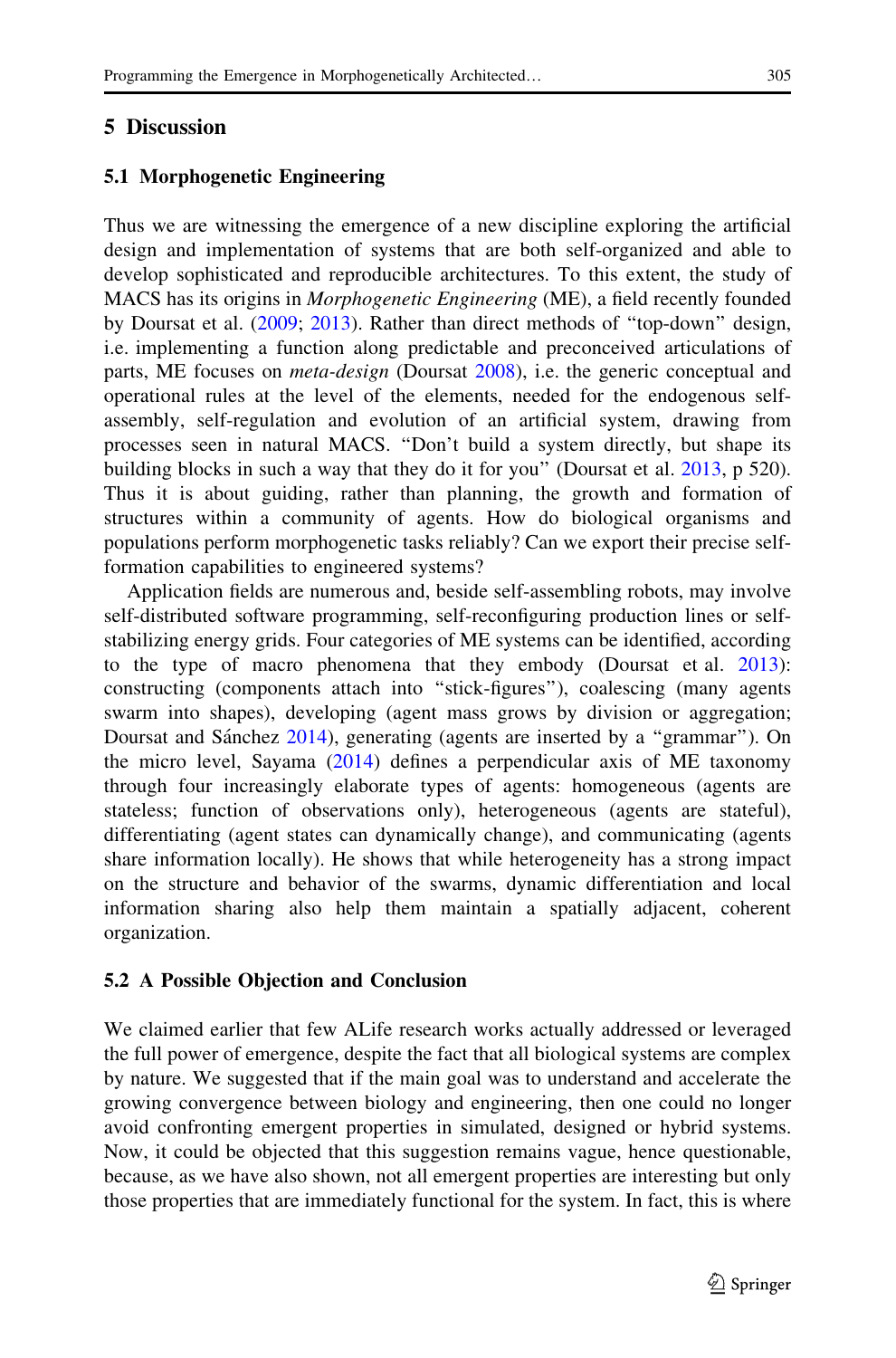## 5 Discussion

### 5.1 Morphogenetic Engineering

Thus we are witnessing the emergence of a new discipline exploring the artificial design and implementation of systems that are both self-organized and able to develop sophisticated and reproducible architectures. To this extent, the study of MACS has its origins in *Morphogenetic Engineering* (ME), a field recently founded by Doursat et al. (2009; 2013). Rather than direct methods of "top-down" design, i.e. implementing a function along predictable and preconceived articulations of parts, ME focuses on *meta-design* (Doursat 2008), i.e. the generic conceptual and operational rules at the level of the elements, needed for the endogenous self-assembly, self-regulation and evolution of an artificial system, drawing from processes seen in natural MACS. "Don't build a system directly, but shape its building blocks in such a way that they do it for you" (Doursat et al. 2013, p 520). Thus it is about guiding, rather than planning, the growth and formation of structures within a community of agents. How do biological organisms and populations perform morphogenetic tasks reliably? Can we export their precise self-formation capabilities to engineered systems?

Application fields are numerous and, beside self-assembling robots, may involve self-distributed software programming, self-reconfiguring production lines or self-stabilizing energy grids. Four categories of ME systems can be identified, according to the type of macro phenomena that they embody (Doursat et al. 2013): constructing (components attach into "stick-figures"), coalescing (many agents swarm into shapes), developing (agent mass grows by division or aggregation; Doursat and Sánchez 2014), generating (agents are inserted by a "grammar"). On the micro level, Sayama (2014) defines a perpendicular axis of ME taxonomy through four increasingly elaborate types of agents: homogeneous (agents are stateless; function of observations only), heterogeneous (agents are stateful), differentiating (agent states can dynamically change), and communicating (agents share information locally). He shows that while heterogeneity has a strong impact on the structure and behavior of the swarms, dynamic differentiation and local information sharing also help them maintain a spatially adjacent, coherent organization.

### 5.2 A Possible Objection and Conclusion

We claimed earlier that few ALife research works actually addressed or leveraged the full power of emergence, despite the fact that all biological systems are complex by nature. We suggested that if the main goal was to understand and accelerate the growing convergence between biology and engineering, then one could no longer avoid confronting emergent properties in simulated, designed or hybrid systems. Now, it could be objected that this suggestion remains vague, hence questionable, because, as we have also shown, not all emergent properties are interesting but only those properties that are immediately functional for the system. In fact, this is where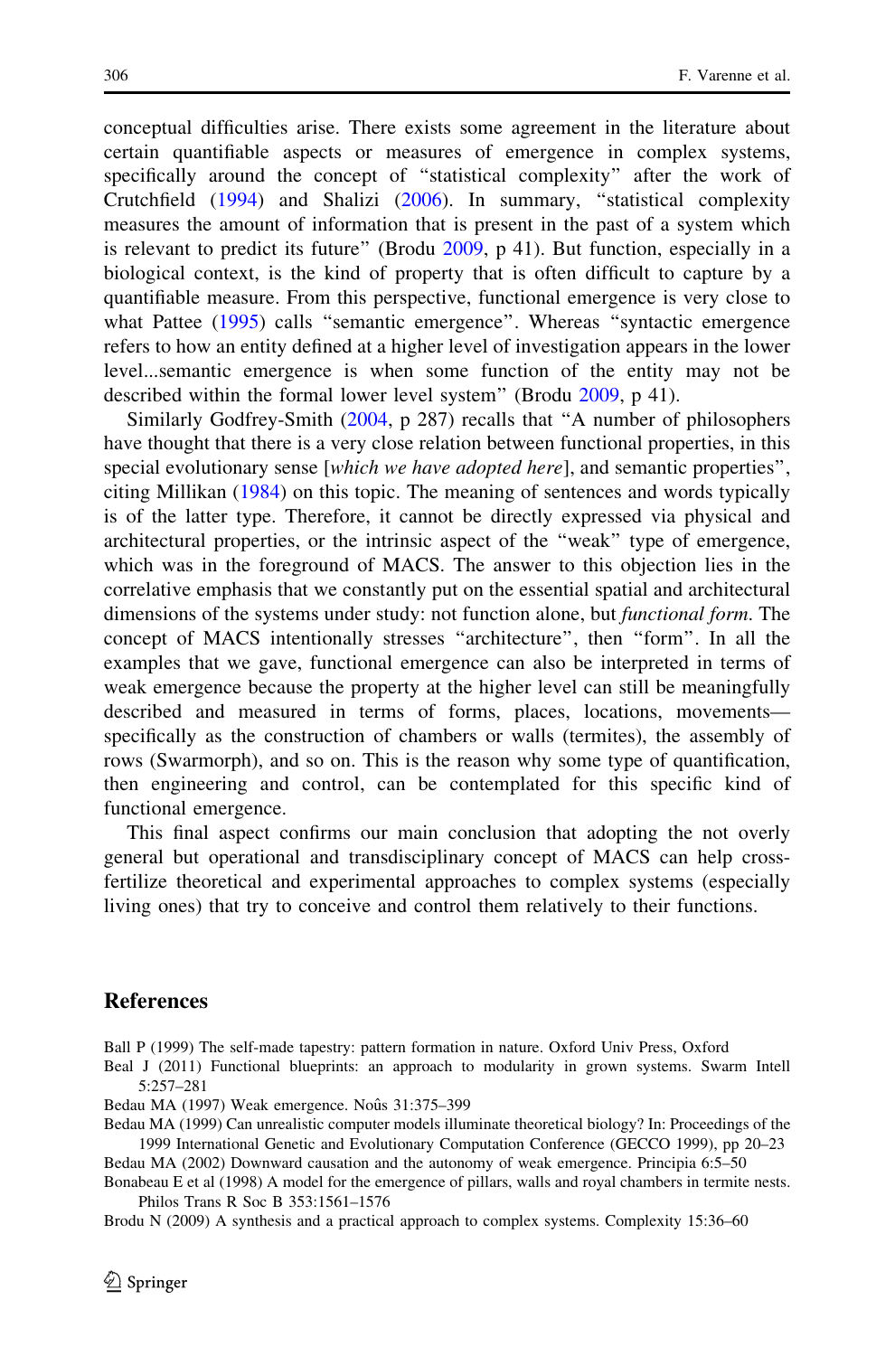conceptual difficulties arise. There exists some agreement in the literature about certain quantifiable aspects or measures of emergence in complex systems, specifically around the concept of "statistical complexity" after the work of Crutchfield (1994) and Shalizi (2006). In summary, "statistical complexity measures the amount of information that is present in the past of a system which is relevant to predict its future" (Brodu 2009, p 41). But function, especially in a biological context, is the kind of property that is often difficult to capture by a quantifiable measure. From this perspective, functional emergence is very close to what Pattee (1995) calls "semantic emergence". Whereas "syntactic emergence refers to how an entity defined at a higher level of investigation appears in the lower level...semantic emergence is when some function of the entity may not be described within the formal lower level system" (Brodu 2009, p 41).

Similarly Godfrey-Smith (2004, p 287) recalls that "A number of philosophers have thought that there is a very close relation between functional properties, in this special evolutionary sense [*which we have adopted here*], and semantic properties", citing Millikan (1984) on this topic. The meaning of sentences and words typically is of the latter type. Therefore, it cannot be directly expressed via physical and architectural properties, or the intrinsic aspect of the "weak" type of emergence, which was in the foreground of MACS. The answer to this objection lies in the correlative emphasis that we constantly put on the essential spatial and architectural dimensions of the systems under study: not function alone, but *functional form*. The concept of MACS intentionally stresses "architecture", then "form". In all the examples that we gave, functional emergence can also be interpreted in terms of weak emergence because the property at the higher level can still be meaningfully described and measured in terms of forms, places, locations, movements—specifically as the construction of chambers or walls (termites), the assembly of rows (Swarmorph), and so on. This is the reason why some type of quantification, then engineering and control, can be contemplated for this specific kind of functional emergence.

This final aspect confirms our main conclusion that adopting the not overly general but operational and transdisciplinary concept of MACS can help cross-fertilize theoretical and experimental approaches to complex systems (especially living ones) that try to conceive and control them relatively to their functions.

## References

Ball P (1999) The self-made tapestry: pattern formation in nature. Oxford Univ Press, Oxford

Beal J (2011) Functional blueprints: an approach to modularity in grown systems. Swarm Intell 5:257–281

Bedau MA (1997) Weak emergence. Noûs 31:375–399

Bedau MA (1999) Can unrealistic computer models illuminate theoretical biology? In: Proceedings of the 1999 International Genetic and Evolutionary Computation Conference (GECCO 1999), pp 20–23

Bedau MA (2002) Downward causation and the autonomy of weak emergence. Principia 6:5–50

Bonabeau E et al (1998) A model for the emergence of pillars, walls and royal chambers in termite nests. Philos Trans R Soc B 353:1561–1576

Brodu N (2009) A synthesis and a practical approach to complex systems. Complexity 15:36–60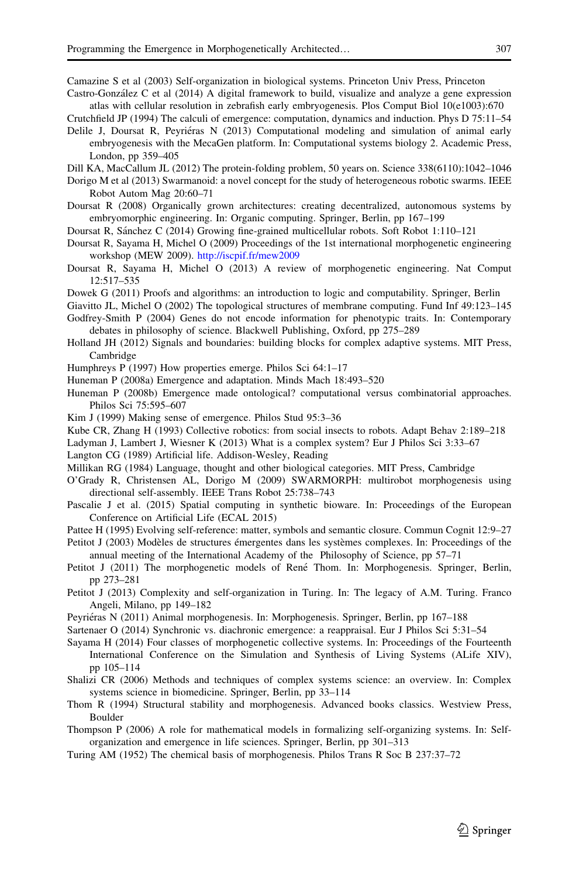Camazine S et al (2003) Self-organization in biological systems. Princeton Univ Press, Princeton

Castro-González C et al (2014) A digital framework to build, visualize and analyze a gene expression atlas with cellular resolution in zebrafish early embryogenesis. Plos Comput Biol 10(e1003):670

Crutchfield JP (1994) The calculi of emergence: computation, dynamics and induction. Phys D 75:11–54

Delile J, Doursat R, Peyriéras N (2013) Computational modeling and simulation of animal early embryogenesis with the MecaGen platform. In: Computational systems biology 2. Academic Press, London, pp 359–405

Dill KA, MacCallum JL (2012) The protein-folding problem, 50 years on. Science 338(6110):1042–1046

Dorigo M et al (2013) Swarmanoid: a novel concept for the study of heterogeneous robotic swarms. IEEE Robot Autom Mag 20:60–71

Doursat R (2008) Organically grown architectures: creating decentralized, autonomous systems by embryomorphic engineering. In: Organic computing. Springer, Berlin, pp 167–199

Doursat R, Sánchez C (2014) Growing fine-grained multicellular robots. Soft Robot 1:110–121

Doursat R, Sayama H, Michel O (2009) Proceedings of the 1st international morphogenetic engineering workshop (MEW 2009). http://iscpif.fr/mew2009

Doursat R, Sayama H, Michel O (2013) A review of morphogenetic engineering. Nat Comput 12:517–535

Dowek G (2011) Proofs and algorithms: an introduction to logic and computability. Springer, Berlin

Giavitto JL, Michel O (2002) The topological structures of membrane computing. Fund Inf 49:123–145

Godfrey-Smith P (2004) Genes do not encode information for phenotypic traits. In: Contemporary debates in philosophy of science. Blackwell Publishing, Oxford, pp 275–289

Holland JH (2012) Signals and boundaries: building blocks for complex adaptive systems. MIT Press, Cambridge

Humphreys P (1997) How properties emerge. Philos Sci 64:1–17

Huneman P (2008a) Emergence and adaptation. Minds Mach 18:493–520

Huneman P (2008b) Emergence made ontological? computational versus combinatorial approaches. Philos Sci 75:595–607

Kim J (1999) Making sense of emergence. Philos Stud 95:3–36

Kube CR, Zhang H (1993) Collective robotics: from social insects to robots. Adapt Behav 2:189–218

Ladyman J, Lambert J, Wiesner K (2013) What is a complex system? Eur J Philos Sci 3:33–67

Langton CG (1989) Artificial life. Addison-Wesley, Reading

Millikan RG (1984) Language, thought and other biological categories. MIT Press, Cambridge

O'Grady R, Christensen AL, Dorigo M (2009) SWARMORPH: multirobot morphogenesis using directional self-assembly. IEEE Trans Robot 25:738–743

Pascalie J et al. (2015) Spatial computing in synthetic bioware. In: Proceedings of the European Conference on Artificial Life (ECAL 2015)

Pattee H (1995) Evolving self-reference: matter, symbols and semantic closure. Commun Cognit 12:9–27

Petitot J (2003) Modèles de structures émergentes dans les systèmes complexes. In: Proceedings of the annual meeting of the International Academy of the Philosophy of Science, pp 57–71

Petitot J (2011) The morphogenetic models of René Thom. In: Morphogenesis. Springer, Berlin, pp 273–281

Petitot J (2013) Complexity and self-organization in Turing. In: The legacy of A.M. Turing. Franco Angeli, Milano, pp 149–182

Peyriéras N (2011) Animal morphogenesis. In: Morphogenesis. Springer, Berlin, pp 167–188

Sartenaer O (2014) Synchronic vs. diachronic emergence: a reappraisal. Eur J Philos Sci 5:31–54

Sayama H (2014) Four classes of morphogenetic collective systems. In: Proceedings of the Fourteenth International Conference on the Simulation and Synthesis of Living Systems (ALife XIV), pp 105–114

Shalizi CR (2006) Methods and techniques of complex systems science: an overview. In: Complex systems science in biomedicine. Springer, Berlin, pp 33–114

Thom R (1994) Structural stability and morphogenesis. Advanced books classics. Westview Press, Boulder

Thompson P (2006) A role for mathematical models in formalizing self-organizing systems. In: Self-organization and emergence in life sciences. Springer, Berlin, pp 301–313

Turing AM (1952) The chemical basis of morphogenesis. Philos Trans R Soc B 237:37–72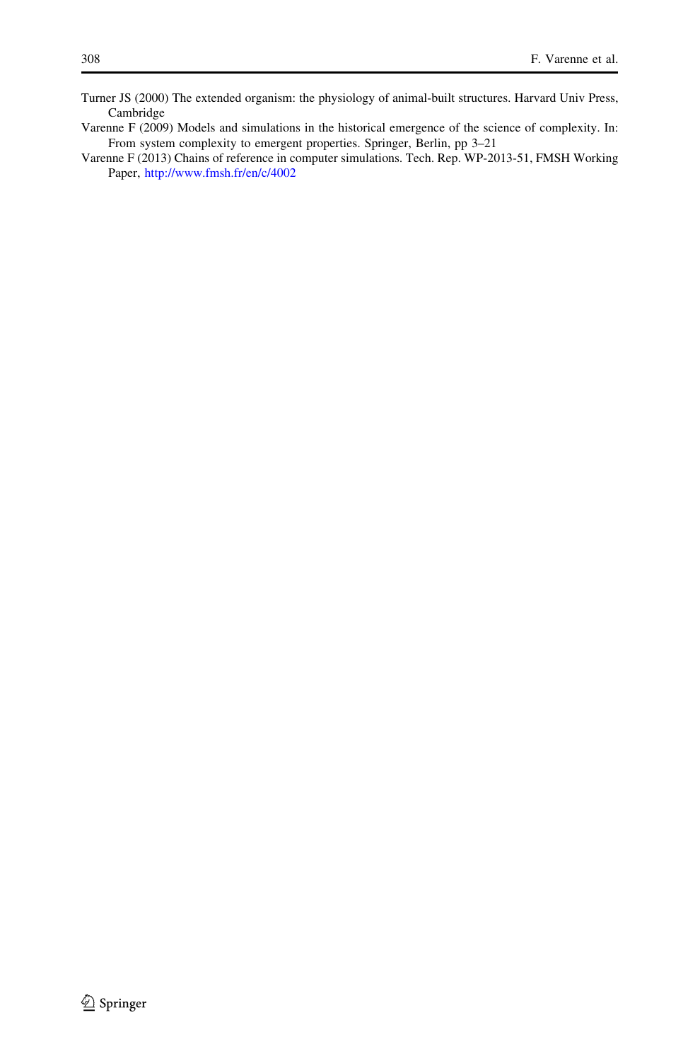Turner JS (2000) The extended organism: the physiology of animal-built structures. Harvard Univ Press, Cambridge

Varenne F (2009) Models and simulations in the historical emergence of the science of complexity. In: From system complexity to emergent properties. Springer, Berlin, pp 3–21

Varenne F (2013) Chains of reference in computer simulations. Tech. Rep. WP-2013-51, FMSH Working Paper, http://www.fmsh.fr/en/c/4002